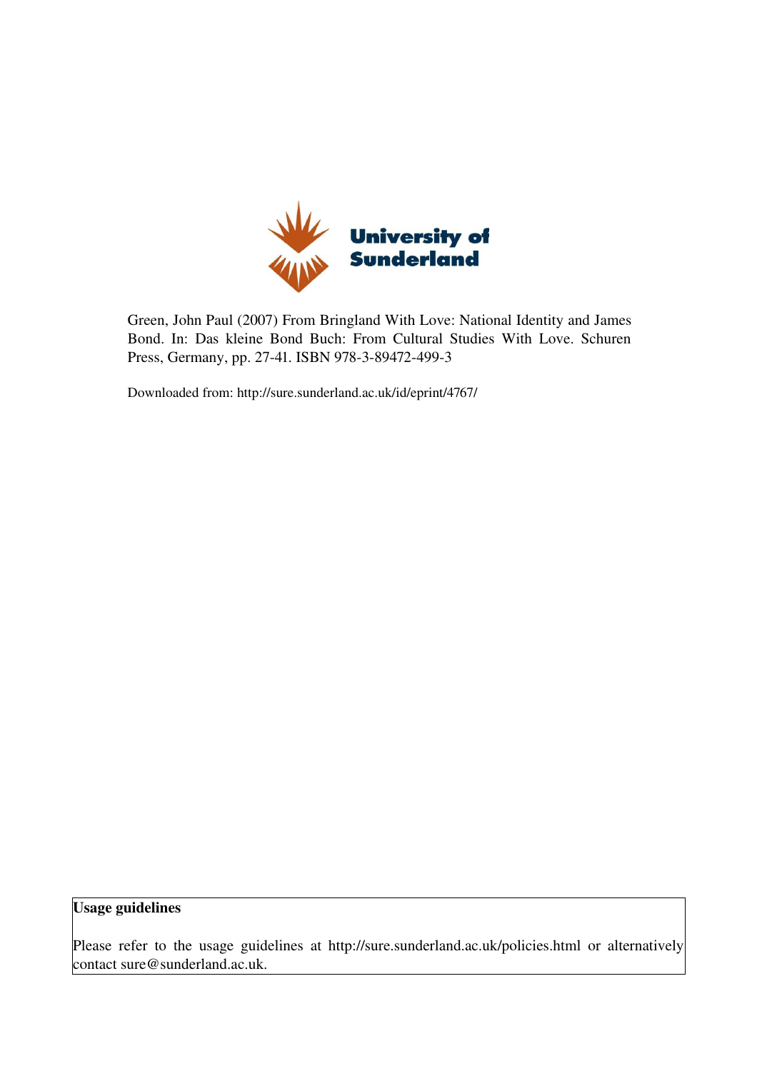University of Sunderland

Green, John Paul (2007) From Bringland With Love: National Identity and James Bond. In: Das kleine Bond Buch: From Cultural Studies With Love. Schuren Press, Germany, pp. 27-41. ISBN 978-3-89472-499-3

Downloaded from: http://sure.sunderland.ac.uk/id/eprint/4767/

**Usage guidelines**

Please refer to the usage guidelines at http://sure.sunderland.ac.uk/policies.html or alternatively contact sure@sunderland.ac.uk.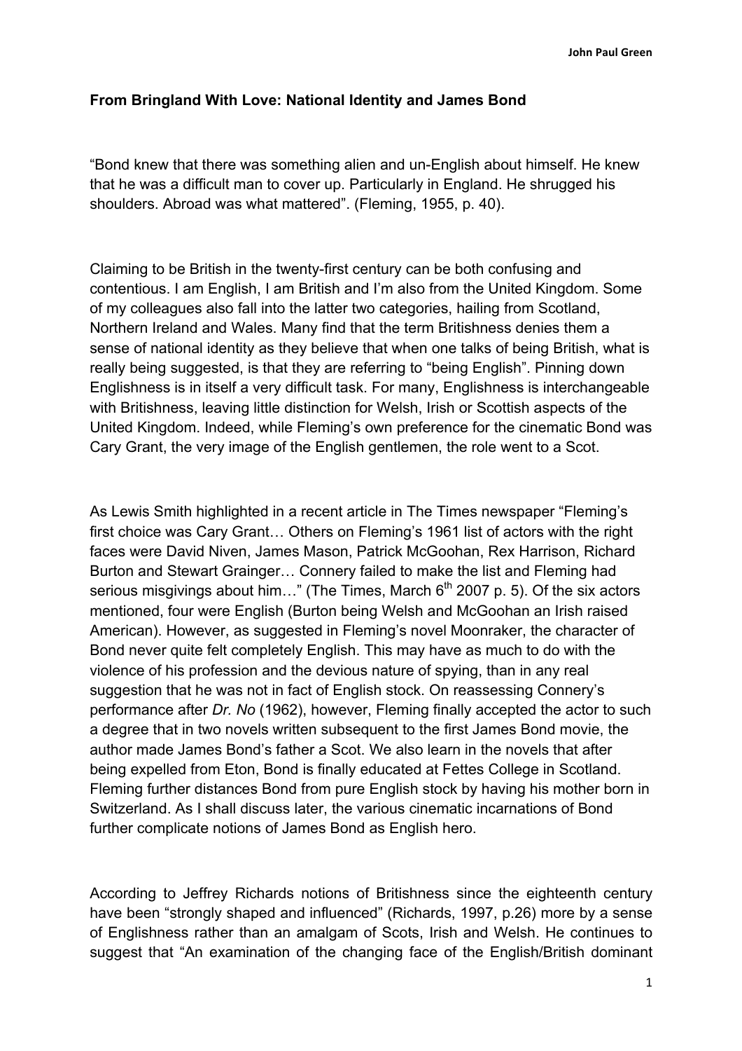**From Bringland With Love: National Identity and James Bond**

"Bond knew that there was something alien and un-English about himself. He knew that he was a difficult man to cover up. Particularly in England. He shrugged his shoulders. Abroad was what mattered". (Fleming, 1955, p. 40).

Claiming to be British in the twenty-first century can be both confusing and contentious. I am English, I am British and I'm also from the United Kingdom. Some of my colleagues also fall into the latter two categories, hailing from Scotland, Northern Ireland and Wales. Many find that the term Britishness denies them a sense of national identity as they believe that when one talks of being British, what is really being suggested, is that they are referring to "being English". Pinning down Englishness is in itself a very difficult task. For many, Englishness is interchangeable with Britishness, leaving little distinction for Welsh, Irish or Scottish aspects of the United Kingdom. Indeed, while Fleming's own preference for the cinematic Bond was Cary Grant, the very image of the English gentlemen, the role went to a Scot.

As Lewis Smith highlighted in a recent article in The Times newspaper "Fleming's first choice was Cary Grant… Others on Fleming's 1961 list of actors with the right faces were David Niven, James Mason, Patrick McGoohan, Rex Harrison, Richard Burton and Stewart Grainger… Connery failed to make the list and Fleming had serious misgivings about him…" (The Times, March 6th 2007 p. 5). Of the six actors mentioned, four were English (Burton being Welsh and McGoohan an Irish raised American). However, as suggested in Fleming's novel Moonraker, the character of Bond never quite felt completely English. This may have as much to do with the violence of his profession and the devious nature of spying, than in any real suggestion that he was not in fact of English stock. On reassessing Connery's performance after *Dr. No* (1962), however, Fleming finally accepted the actor to such a degree that in two novels written subsequent to the first James Bond movie, the author made James Bond's father a Scot. We also learn in the novels that after being expelled from Eton, Bond is finally educated at Fettes College in Scotland. Fleming further distances Bond from pure English stock by having his mother born in Switzerland. As I shall discuss later, the various cinematic incarnations of Bond further complicate notions of James Bond as English hero.

According to Jeffrey Richards notions of Britishness since the eighteenth century have been "strongly shaped and influenced" (Richards, 1997, p.26) more by a sense of Englishness rather than an amalgam of Scots, Irish and Welsh. He continues to suggest that "An examination of the changing face of the English/British dominant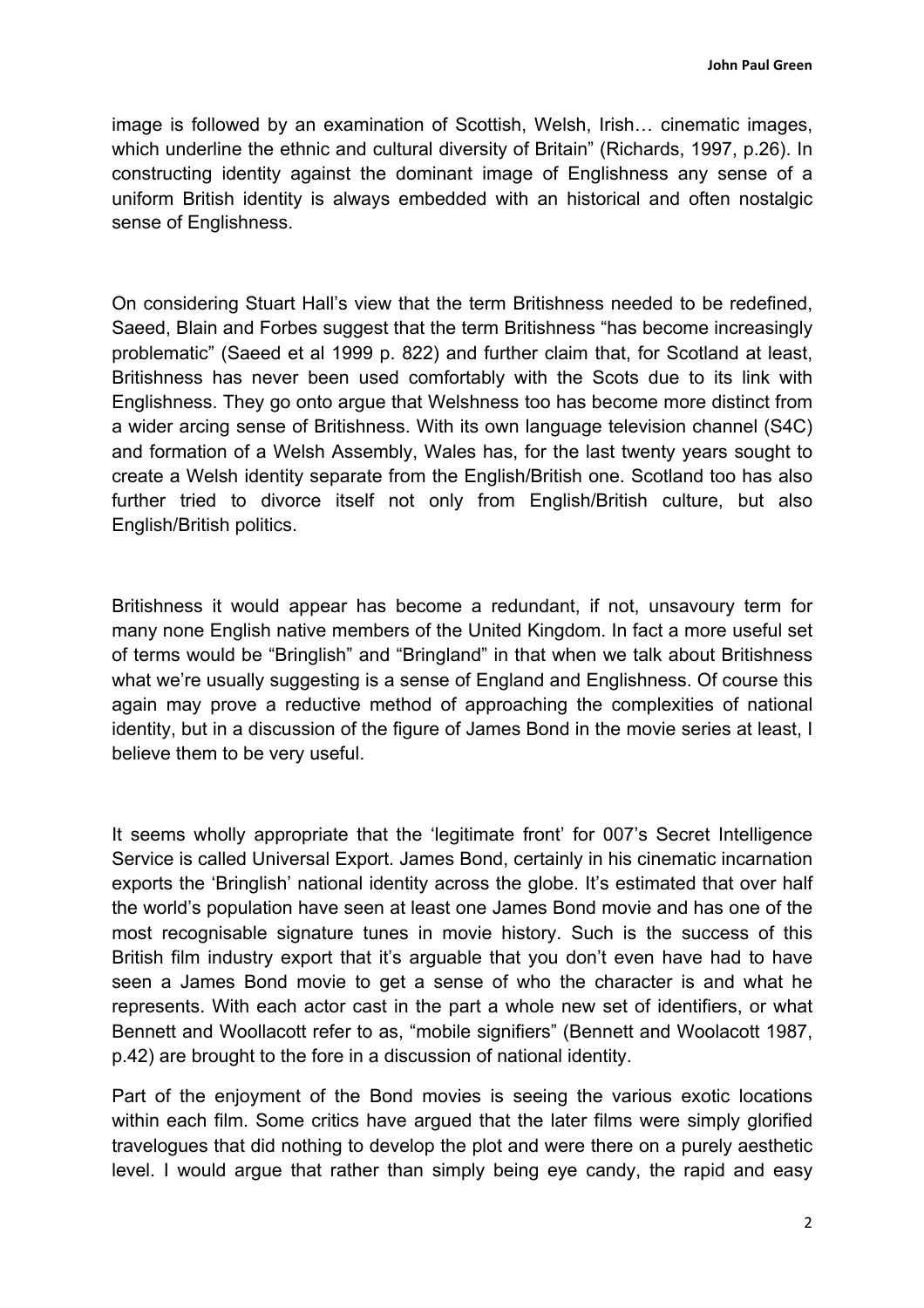image is followed by an examination of Scottish, Welsh, Irish… cinematic images, which underline the ethnic and cultural diversity of Britain" (Richards, 1997, p.26). In constructing identity against the dominant image of Englishness any sense of a uniform British identity is always embedded with an historical and often nostalgic sense of Englishness.

On considering Stuart Hall's view that the term Britishness needed to be redefined, Saeed, Blain and Forbes suggest that the term Britishness "has become increasingly problematic" (Saeed et al 1999 p. 822) and further claim that, for Scotland at least, Britishness has never been used comfortably with the Scots due to its link with Englishness. They go onto argue that Welshness too has become more distinct from a wider arcing sense of Britishness. With its own language television channel (S4C) and formation of a Welsh Assembly, Wales has, for the last twenty years sought to create a Welsh identity separate from the English/British one. Scotland too has also further tried to divorce itself not only from English/British culture, but also English/British politics.

Britishness it would appear has become a redundant, if not, unsavoury term for many none English native members of the United Kingdom. In fact a more useful set of terms would be "Bringlish" and "Bringland" in that when we talk about Britishness what we're usually suggesting is a sense of England and Englishness. Of course this again may prove a reductive method of approaching the complexities of national identity, but in a discussion of the figure of James Bond in the movie series at least, I believe them to be very useful.

It seems wholly appropriate that the 'legitimate front' for 007's Secret Intelligence Service is called Universal Export. James Bond, certainly in his cinematic incarnation exports the 'Bringlish' national identity across the globe. It's estimated that over half the world's population have seen at least one James Bond movie and has one of the most recognisable signature tunes in movie history. Such is the success of this British film industry export that it's arguable that you don't even have had to have seen a James Bond movie to get a sense of who the character is and what he represents. With each actor cast in the part a whole new set of identifiers, or what Bennett and Woollacott refer to as, "mobile signifiers" (Bennett and Woolacott 1987, p.42) are brought to the fore in a discussion of national identity.

Part of the enjoyment of the Bond movies is seeing the various exotic locations within each film. Some critics have argued that the later films were simply glorified travelogues that did nothing to develop the plot and were there on a purely aesthetic level. I would argue that rather than simply being eye candy, the rapid and easy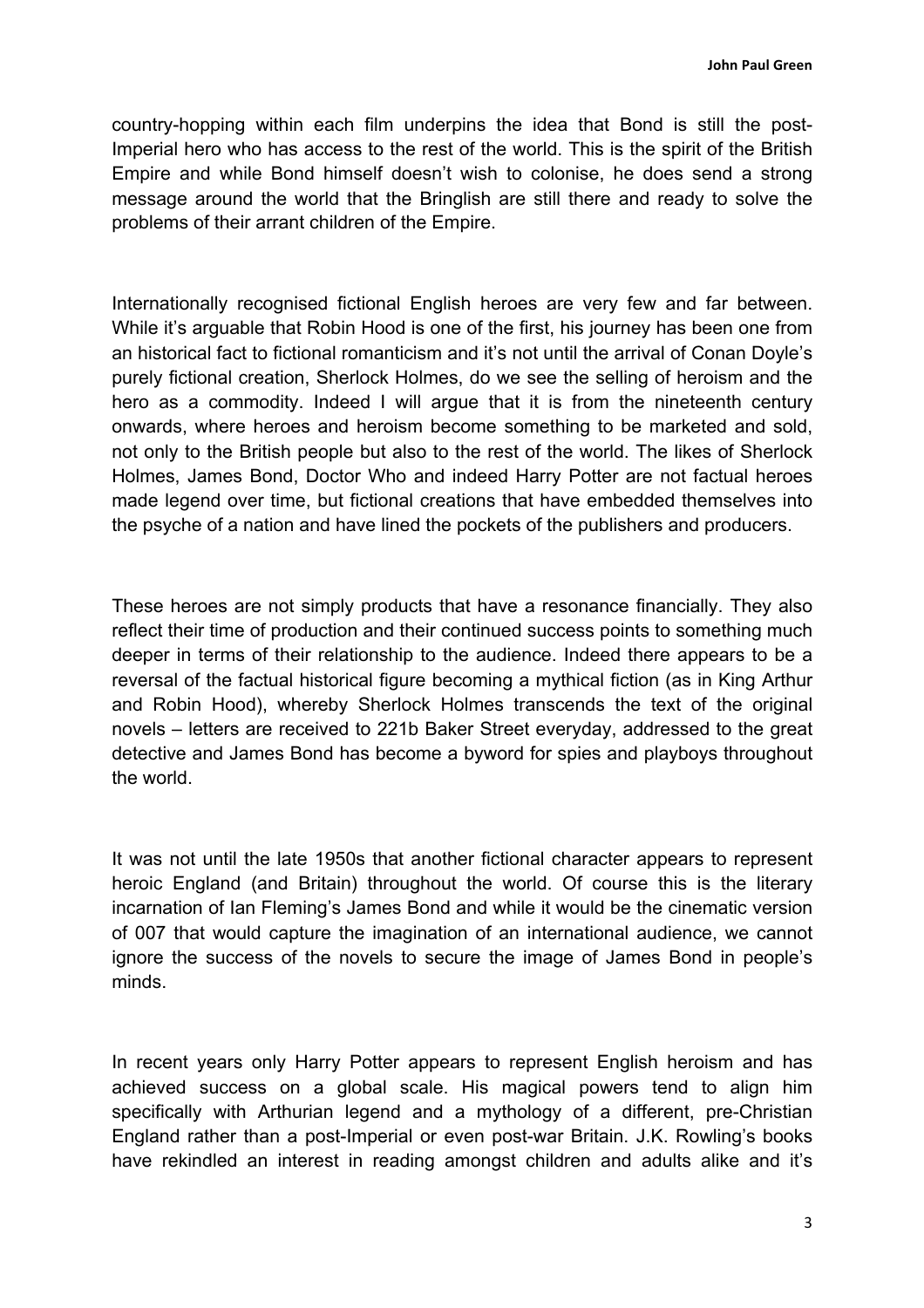country-hopping within each film underpins the idea that Bond is still the post-Imperial hero who has access to the rest of the world. This is the spirit of the British Empire and while Bond himself doesn't wish to colonise, he does send a strong message around the world that the Bringlish are still there and ready to solve the problems of their arrant children of the Empire.

Internationally recognised fictional English heroes are very few and far between. While it's arguable that Robin Hood is one of the first, his journey has been one from an historical fact to fictional romanticism and it's not until the arrival of Conan Doyle's purely fictional creation, Sherlock Holmes, do we see the selling of heroism and the hero as a commodity. Indeed I will argue that it is from the nineteenth century onwards, where heroes and heroism become something to be marketed and sold, not only to the British people but also to the rest of the world. The likes of Sherlock Holmes, James Bond, Doctor Who and indeed Harry Potter are not factual heroes made legend over time, but fictional creations that have embedded themselves into the psyche of a nation and have lined the pockets of the publishers and producers.

These heroes are not simply products that have a resonance financially. They also reflect their time of production and their continued success points to something much deeper in terms of their relationship to the audience. Indeed there appears to be a reversal of the factual historical figure becoming a mythical fiction (as in King Arthur and Robin Hood), whereby Sherlock Holmes transcends the text of the original novels – letters are received to 221b Baker Street everyday, addressed to the great detective and James Bond has become a byword for spies and playboys throughout the world.

It was not until the late 1950s that another fictional character appears to represent heroic England (and Britain) throughout the world. Of course this is the literary incarnation of Ian Fleming's James Bond and while it would be the cinematic version of 007 that would capture the imagination of an international audience, we cannot ignore the success of the novels to secure the image of James Bond in people's minds.

In recent years only Harry Potter appears to represent English heroism and has achieved success on a global scale. His magical powers tend to align him specifically with Arthurian legend and a mythology of a different, pre-Christian England rather than a post-Imperial or even post-war Britain. J.K. Rowling's books have rekindled an interest in reading amongst children and adults alike and it's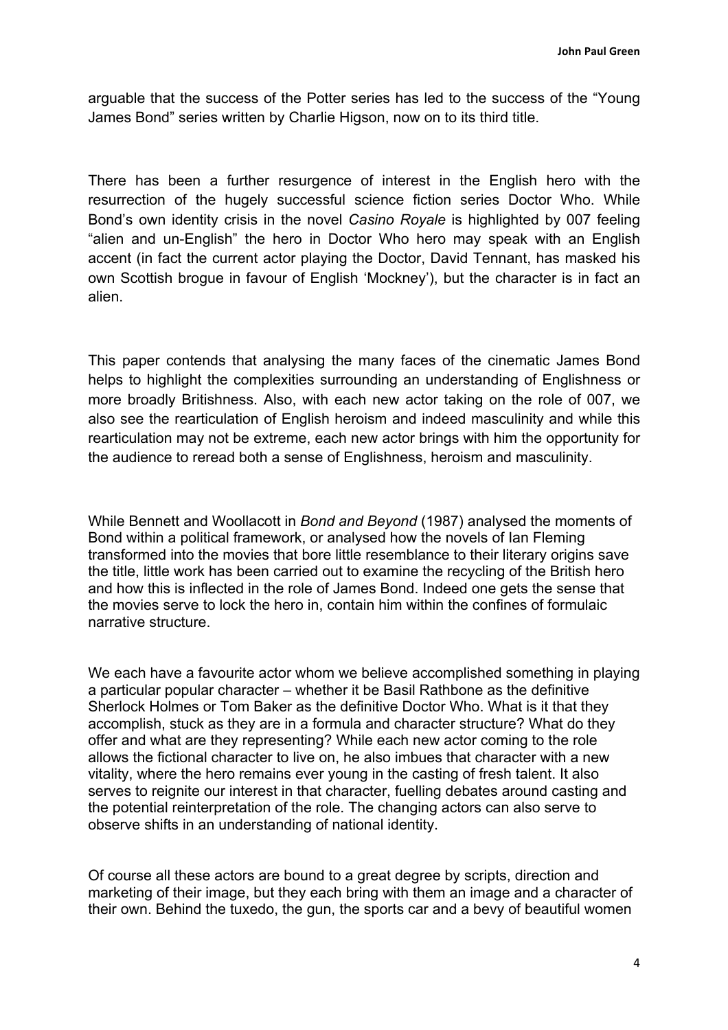arguable that the success of the Potter series has led to the success of the "Young James Bond" series written by Charlie Higson, now on to its third title.

There has been a further resurgence of interest in the English hero with the resurrection of the hugely successful science fiction series Doctor Who. While Bond's own identity crisis in the novel *Casino Royale* is highlighted by 007 feeling "alien and un-English" the hero in Doctor Who hero may speak with an English accent (in fact the current actor playing the Doctor, David Tennant, has masked his own Scottish brogue in favour of English 'Mockney'), but the character is in fact an alien.

This paper contends that analysing the many faces of the cinematic James Bond helps to highlight the complexities surrounding an understanding of Englishness or more broadly Britishness. Also, with each new actor taking on the role of 007, we also see the rearticulation of English heroism and indeed masculinity and while this rearticulation may not be extreme, each new actor brings with him the opportunity for the audience to reread both a sense of Englishness, heroism and masculinity.

While Bennett and Woollacott in *Bond and Beyond* (1987) analysed the moments of Bond within a political framework, or analysed how the novels of Ian Fleming transformed into the movies that bore little resemblance to their literary origins save the title, little work has been carried out to examine the recycling of the British hero and how this is inflected in the role of James Bond. Indeed one gets the sense that the movies serve to lock the hero in, contain him within the confines of formulaic narrative structure.

We each have a favourite actor whom we believe accomplished something in playing a particular popular character – whether it be Basil Rathbone as the definitive Sherlock Holmes or Tom Baker as the definitive Doctor Who. What is it that they accomplish, stuck as they are in a formula and character structure? What do they offer and what are they representing? While each new actor coming to the role allows the fictional character to live on, he also imbues that character with a new vitality, where the hero remains ever young in the casting of fresh talent. It also serves to reignite our interest in that character, fuelling debates around casting and the potential reinterpretation of the role. The changing actors can also serve to observe shifts in an understanding of national identity.

Of course all these actors are bound to a great degree by scripts, direction and marketing of their image, but they each bring with them an image and a character of their own. Behind the tuxedo, the gun, the sports car and a bevy of beautiful women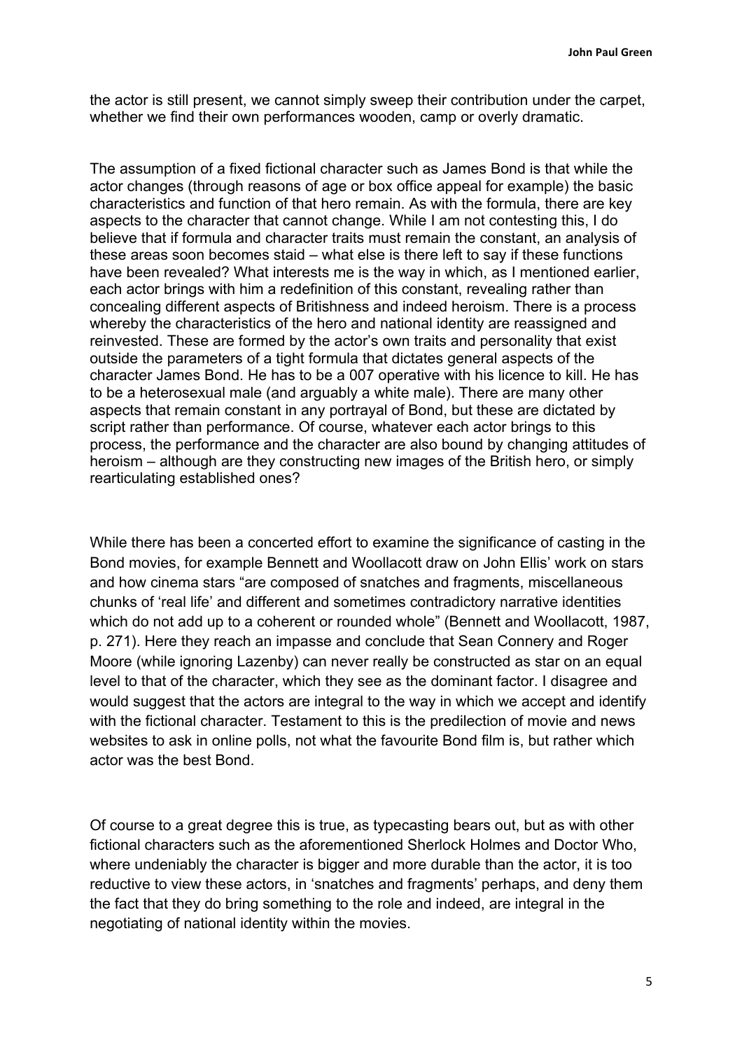the actor is still present, we cannot simply sweep their contribution under the carpet, whether we find their own performances wooden, camp or overly dramatic.

The assumption of a fixed fictional character such as James Bond is that while the actor changes (through reasons of age or box office appeal for example) the basic characteristics and function of that hero remain. As with the formula, there are key aspects to the character that cannot change. While I am not contesting this, I do believe that if formula and character traits must remain the constant, an analysis of these areas soon becomes staid – what else is there left to say if these functions have been revealed? What interests me is the way in which, as I mentioned earlier, each actor brings with him a redefinition of this constant, revealing rather than concealing different aspects of Britishness and indeed heroism. There is a process whereby the characteristics of the hero and national identity are reassigned and reinvested. These are formed by the actor's own traits and personality that exist outside the parameters of a tight formula that dictates general aspects of the character James Bond. He has to be a 007 operative with his licence to kill. He has to be a heterosexual male (and arguably a white male). There are many other aspects that remain constant in any portrayal of Bond, but these are dictated by script rather than performance. Of course, whatever each actor brings to this process, the performance and the character are also bound by changing attitudes of heroism – although are they constructing new images of the British hero, or simply rearticulating established ones?

While there has been a concerted effort to examine the significance of casting in the Bond movies, for example Bennett and Woollacott draw on John Ellis' work on stars and how cinema stars "are composed of snatches and fragments, miscellaneous chunks of 'real life' and different and sometimes contradictory narrative identities which do not add up to a coherent or rounded whole" (Bennett and Woollacott, 1987, p. 271). Here they reach an impasse and conclude that Sean Connery and Roger Moore (while ignoring Lazenby) can never really be constructed as star on an equal level to that of the character, which they see as the dominant factor. I disagree and would suggest that the actors are integral to the way in which we accept and identify with the fictional character. Testament to this is the predilection of movie and news websites to ask in online polls, not what the favourite Bond film is, but rather which actor was the best Bond.

Of course to a great degree this is true, as typecasting bears out, but as with other fictional characters such as the aforementioned Sherlock Holmes and Doctor Who, where undeniably the character is bigger and more durable than the actor, it is too reductive to view these actors, in 'snatches and fragments' perhaps, and deny them the fact that they do bring something to the role and indeed, are integral in the negotiating of national identity within the movies.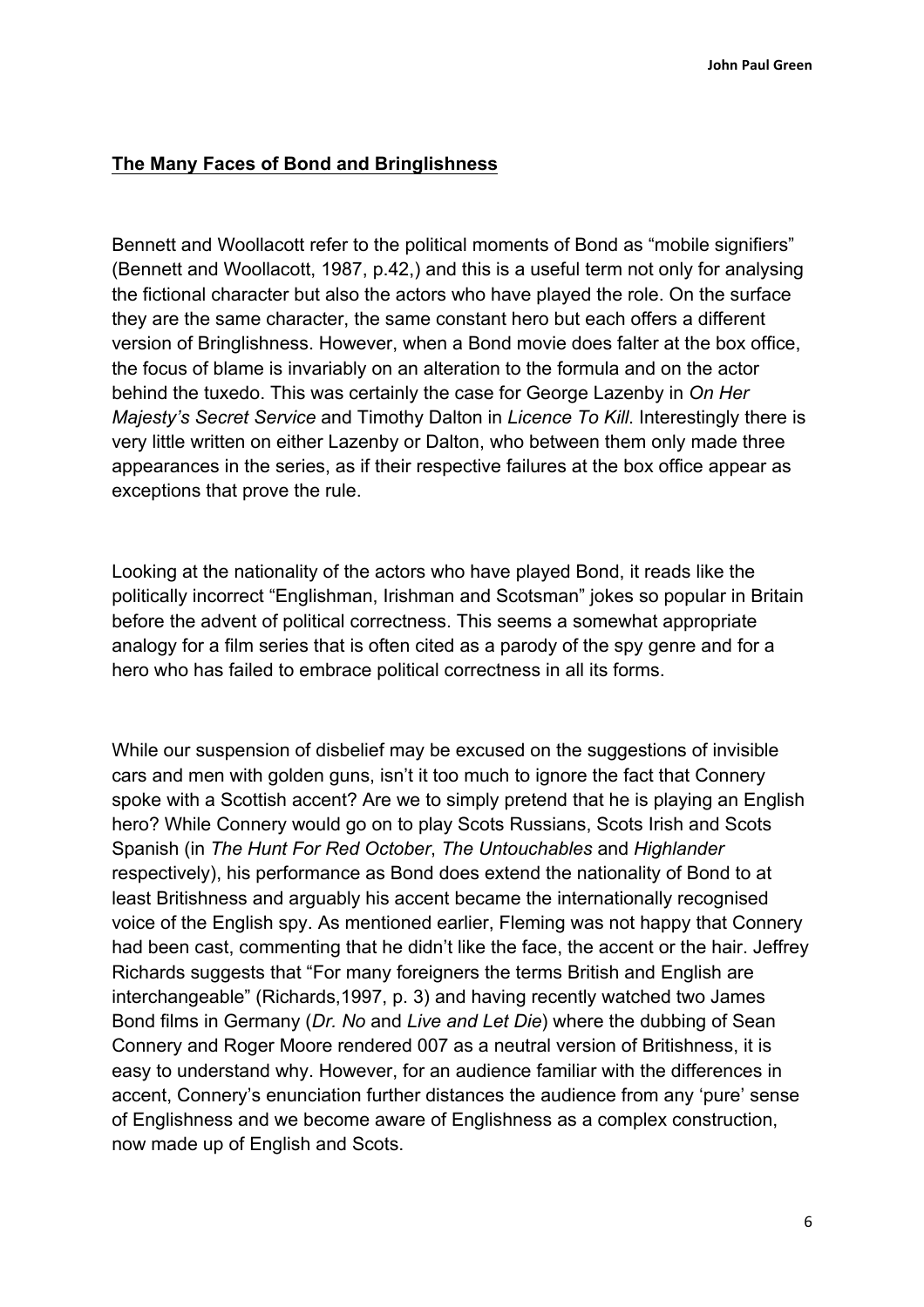## The Many Faces of Bond and Bringlishness

Bennett and Woollacott refer to the political moments of Bond as "mobile signifiers" (Bennett and Woollacott, 1987, p.42,) and this is a useful term not only for analysing the fictional character but also the actors who have played the role. On the surface they are the same character, the same constant hero but each offers a different version of Bringlishness. However, when a Bond movie does falter at the box office, the focus of blame is invariably on an alteration to the formula and on the actor behind the tuxedo. This was certainly the case for George Lazenby in *On Her Majesty's Secret Service* and Timothy Dalton in *Licence To Kill*. Interestingly there is very little written on either Lazenby or Dalton, who between them only made three appearances in the series, as if their respective failures at the box office appear as exceptions that prove the rule.

Looking at the nationality of the actors who have played Bond, it reads like the politically incorrect "Englishman, Irishman and Scotsman" jokes so popular in Britain before the advent of political correctness. This seems a somewhat appropriate analogy for a film series that is often cited as a parody of the spy genre and for a hero who has failed to embrace political correctness in all its forms.

While our suspension of disbelief may be excused on the suggestions of invisible cars and men with golden guns, isn't it too much to ignore the fact that Connery spoke with a Scottish accent? Are we to simply pretend that he is playing an English hero? While Connery would go on to play Scots Russians, Scots Irish and Scots Spanish (in *The Hunt For Red October*, *The Untouchables* and *Highlander* respectively), his performance as Bond does extend the nationality of Bond to at least Britishness and arguably his accent became the internationally recognised voice of the English spy. As mentioned earlier, Fleming was not happy that Connery had been cast, commenting that he didn't like the face, the accent or the hair. Jeffrey Richards suggests that "For many foreigners the terms British and English are interchangeable" (Richards,1997, p. 3) and having recently watched two James Bond films in Germany (*Dr. No* and *Live and Let Die*) where the dubbing of Sean Connery and Roger Moore rendered 007 as a neutral version of Britishness, it is easy to understand why. However, for an audience familiar with the differences in accent, Connery's enunciation further distances the audience from any 'pure' sense of Englishness and we become aware of Englishness as a complex construction, now made up of English and Scots.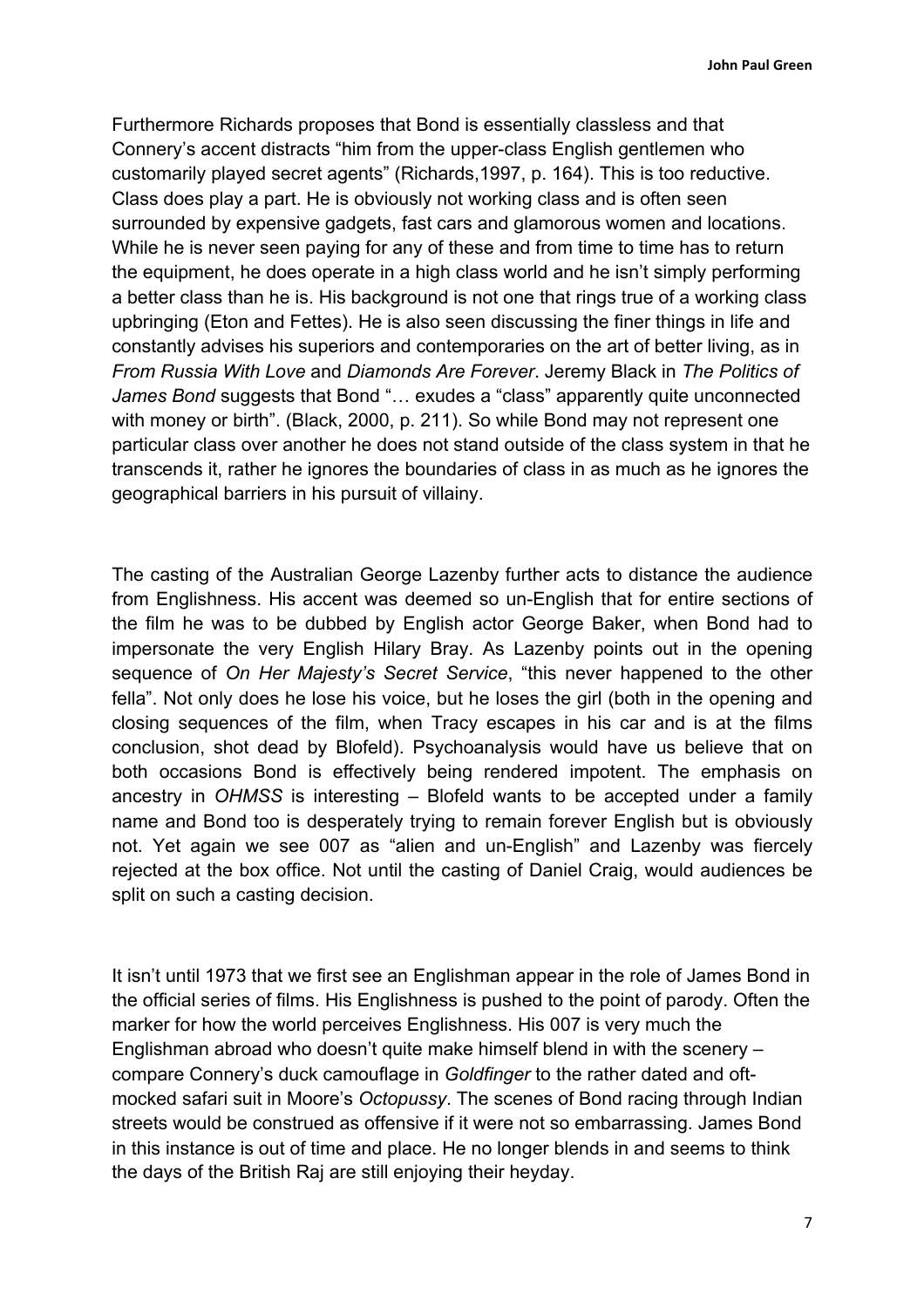Furthermore Richards proposes that Bond is essentially classless and that Connery's accent distracts "him from the upper-class English gentlemen who customarily played secret agents" (Richards,1997, p. 164). This is too reductive. Class does play a part. He is obviously not working class and is often seen surrounded by expensive gadgets, fast cars and glamorous women and locations. While he is never seen paying for any of these and from time to time has to return the equipment, he does operate in a high class world and he isn't simply performing a better class than he is. His background is not one that rings true of a working class upbringing (Eton and Fettes). He is also seen discussing the finer things in life and constantly advises his superiors and contemporaries on the art of better living, as in *From Russia With Love* and *Diamonds Are Forever*. Jeremy Black in *The Politics of James Bond* suggests that Bond "… exudes a "class" apparently quite unconnected with money or birth". (Black, 2000, p. 211). So while Bond may not represent one particular class over another he does not stand outside of the class system in that he transcends it, rather he ignores the boundaries of class in as much as he ignores the geographical barriers in his pursuit of villainy.

The casting of the Australian George Lazenby further acts to distance the audience from Englishness. His accent was deemed so un-English that for entire sections of the film he was to be dubbed by English actor George Baker, when Bond had to impersonate the very English Hilary Bray. As Lazenby points out in the opening sequence of *On Her Majesty's Secret Service*, "this never happened to the other fella". Not only does he lose his voice, but he loses the girl (both in the opening and closing sequences of the film, when Tracy escapes in his car and is at the films conclusion, shot dead by Blofeld). Psychoanalysis would have us believe that on both occasions Bond is effectively being rendered impotent. The emphasis on ancestry in *OHMSS* is interesting – Blofeld wants to be accepted under a family name and Bond too is desperately trying to remain forever English but is obviously not. Yet again we see 007 as "alien and un-English" and Lazenby was fiercely rejected at the box office. Not until the casting of Daniel Craig, would audiences be split on such a casting decision.

It isn't until 1973 that we first see an Englishman appear in the role of James Bond in the official series of films. His Englishness is pushed to the point of parody. Often the marker for how the world perceives Englishness. His 007 is very much the Englishman abroad who doesn't quite make himself blend in with the scenery – compare Connery's duck camouflage in *Goldfinger* to the rather dated and oft-mocked safari suit in Moore's *Octopussy*. The scenes of Bond racing through Indian streets would be construed as offensive if it were not so embarrassing. James Bond in this instance is out of time and place. He no longer blends in and seems to think the days of the British Raj are still enjoying their heyday.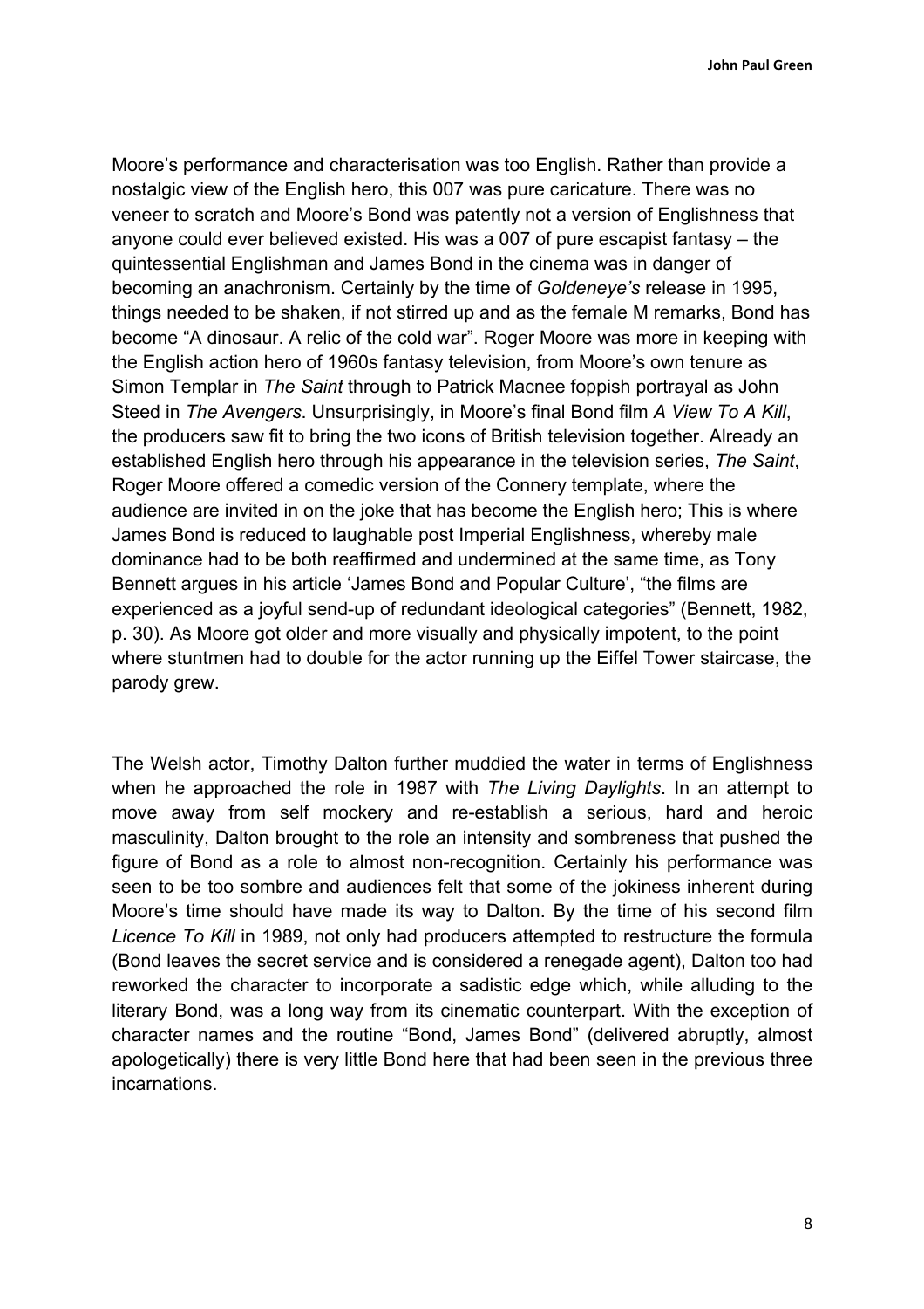Moore's performance and characterisation was too English. Rather than provide a nostalgic view of the English hero, this 007 was pure caricature. There was no veneer to scratch and Moore's Bond was patently not a version of Englishness that anyone could ever believed existed. His was a 007 of pure escapist fantasy – the quintessential Englishman and James Bond in the cinema was in danger of becoming an anachronism. Certainly by the time of *Goldeneye's* release in 1995, things needed to be shaken, if not stirred up and as the female M remarks, Bond has become "A dinosaur. A relic of the cold war". Roger Moore was more in keeping with the English action hero of 1960s fantasy television, from Moore's own tenure as Simon Templar in *The Saint* through to Patrick Macnee foppish portrayal as John Steed in *The Avengers*. Unsurprisingly, in Moore's final Bond film *A View To A Kill*, the producers saw fit to bring the two icons of British television together. Already an established English hero through his appearance in the television series, *The Saint*, Roger Moore offered a comedic version of the Connery template, where the audience are invited in on the joke that has become the English hero; This is where James Bond is reduced to laughable post Imperial Englishness, whereby male dominance had to be both reaffirmed and undermined at the same time, as Tony Bennett argues in his article 'James Bond and Popular Culture', "the films are experienced as a joyful send-up of redundant ideological categories" (Bennett, 1982, p. 30). As Moore got older and more visually and physically impotent, to the point where stuntmen had to double for the actor running up the Eiffel Tower staircase, the parody grew.

The Welsh actor, Timothy Dalton further muddied the water in terms of Englishness when he approached the role in 1987 with *The Living Daylights*. In an attempt to move away from self mockery and re-establish a serious, hard and heroic masculinity, Dalton brought to the role an intensity and sombreness that pushed the figure of Bond as a role to almost non-recognition. Certainly his performance was seen to be too sombre and audiences felt that some of the jokiness inherent during Moore's time should have made its way to Dalton. By the time of his second film *Licence To Kill* in 1989, not only had producers attempted to restructure the formula (Bond leaves the secret service and is considered a renegade agent), Dalton too had reworked the character to incorporate a sadistic edge which, while alluding to the literary Bond, was a long way from its cinematic counterpart. With the exception of character names and the routine "Bond, James Bond" (delivered abruptly, almost apologetically) there is very little Bond here that had been seen in the previous three incarnations.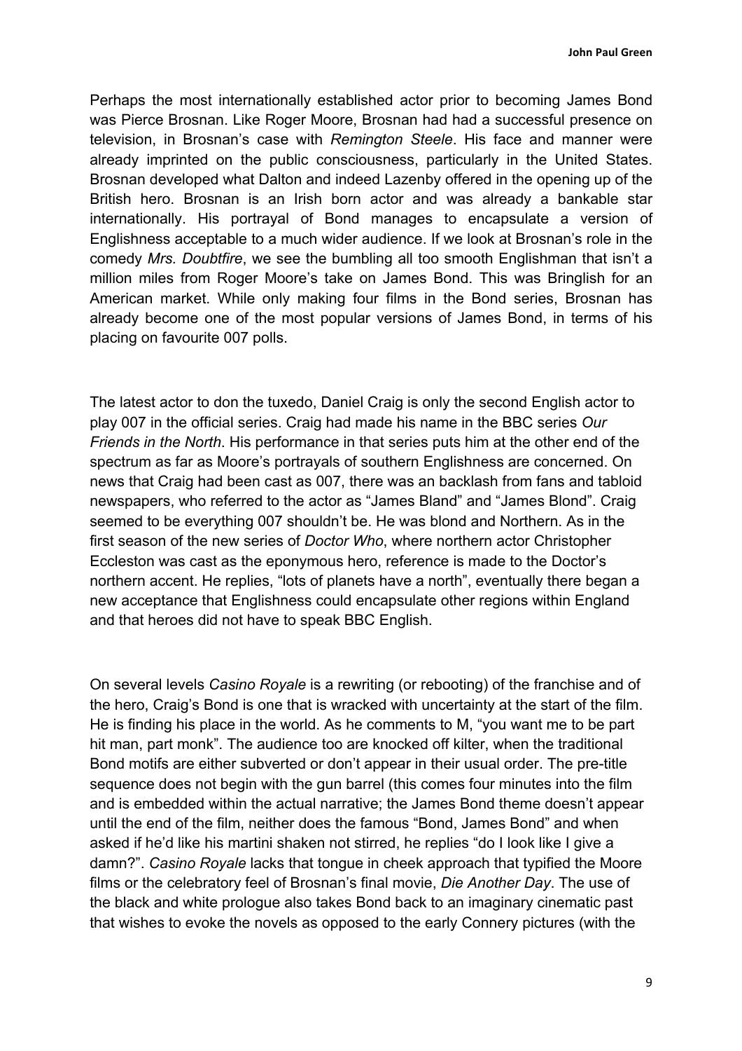Perhaps the most internationally established actor prior to becoming James Bond was Pierce Brosnan. Like Roger Moore, Brosnan had had a successful presence on television, in Brosnan's case with *Remington Steele*. His face and manner were already imprinted on the public consciousness, particularly in the United States. Brosnan developed what Dalton and indeed Lazenby offered in the opening up of the British hero. Brosnan is an Irish born actor and was already a bankable star internationally. His portrayal of Bond manages to encapsulate a version of Englishness acceptable to a much wider audience. If we look at Brosnan's role in the comedy *Mrs. Doubtfire*, we see the bumbling all too smooth Englishman that isn't a million miles from Roger Moore's take on James Bond. This was Bringlish for an American market. While only making four films in the Bond series, Brosnan has already become one of the most popular versions of James Bond, in terms of his placing on favourite 007 polls.

The latest actor to don the tuxedo, Daniel Craig is only the second English actor to play 007 in the official series. Craig had made his name in the BBC series *Our Friends in the North*. His performance in that series puts him at the other end of the spectrum as far as Moore's portrayals of southern Englishness are concerned. On news that Craig had been cast as 007, there was an backlash from fans and tabloid newspapers, who referred to the actor as "James Bland" and "James Blond". Craig seemed to be everything 007 shouldn't be. He was blond and Northern. As in the first season of the new series of *Doctor Who*, where northern actor Christopher Eccleston was cast as the eponymous hero, reference is made to the Doctor's northern accent. He replies, "lots of planets have a north", eventually there began a new acceptance that Englishness could encapsulate other regions within England and that heroes did not have to speak BBC English.

On several levels *Casino Royale* is a rewriting (or rebooting) of the franchise and of the hero, Craig's Bond is one that is wracked with uncertainty at the start of the film. He is finding his place in the world. As he comments to M, "you want me to be part hit man, part monk". The audience too are knocked off kilter, when the traditional Bond motifs are either subverted or don't appear in their usual order. The pre-title sequence does not begin with the gun barrel (this comes four minutes into the film and is embedded within the actual narrative; the James Bond theme doesn't appear until the end of the film, neither does the famous "Bond, James Bond" and when asked if he'd like his martini shaken not stirred, he replies "do I look like I give a damn?". *Casino Royale* lacks that tongue in cheek approach that typified the Moore films or the celebratory feel of Brosnan's final movie, *Die Another Day*. The use of the black and white prologue also takes Bond back to an imaginary cinematic past that wishes to evoke the novels as opposed to the early Connery pictures (with the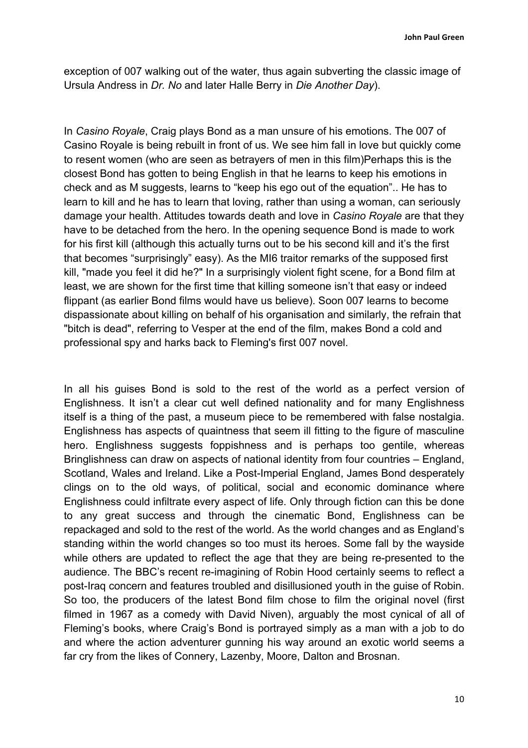exception of 007 walking out of the water, thus again subverting the classic image of Ursula Andress in *Dr. No* and later Halle Berry in *Die Another Day*).

In *Casino Royale*, Craig plays Bond as a man unsure of his emotions. The 007 of Casino Royale is being rebuilt in front of us. We see him fall in love but quickly come to resent women (who are seen as betrayers of men in this film)Perhaps this is the closest Bond has gotten to being English in that he learns to keep his emotions in check and as M suggests, learns to "keep his ego out of the equation".. He has to learn to kill and he has to learn that loving, rather than using a woman, can seriously damage your health. Attitudes towards death and love in *Casino Royale* are that they have to be detached from the hero. In the opening sequence Bond is made to work for his first kill (although this actually turns out to be his second kill and it's the first that becomes "surprisingly" easy). As the MI6 traitor remarks of the supposed first kill, "made you feel it did he?" In a surprisingly violent fight scene, for a Bond film at least, we are shown for the first time that killing someone isn't that easy or indeed flippant (as earlier Bond films would have us believe). Soon 007 learns to become dispassionate about killing on behalf of his organisation and similarly, the refrain that "bitch is dead", referring to Vesper at the end of the film, makes Bond a cold and professional spy and harks back to Fleming's first 007 novel.

In all his guises Bond is sold to the rest of the world as a perfect version of Englishness. It isn't a clear cut well defined nationality and for many Englishness itself is a thing of the past, a museum piece to be remembered with false nostalgia. Englishness has aspects of quaintness that seem ill fitting to the figure of masculine hero. Englishness suggests foppishness and is perhaps too gentile, whereas Bringlishness can draw on aspects of national identity from four countries – England, Scotland, Wales and Ireland. Like a Post-Imperial England, James Bond desperately clings on to the old ways, of political, social and economic dominance where Englishness could infiltrate every aspect of life. Only through fiction can this be done to any great success and through the cinematic Bond, Englishness can be repackaged and sold to the rest of the world. As the world changes and as England's standing within the world changes so too must its heroes. Some fall by the wayside while others are updated to reflect the age that they are being re-presented to the audience. The BBC's recent re-imagining of Robin Hood certainly seems to reflect a post-Iraq concern and features troubled and disillusioned youth in the guise of Robin. So too, the producers of the latest Bond film chose to film the original novel (first filmed in 1967 as a comedy with David Niven), arguably the most cynical of all of Fleming's books, where Craig's Bond is portrayed simply as a man with a job to do and where the action adventurer gunning his way around an exotic world seems a far cry from the likes of Connery, Lazenby, Moore, Dalton and Brosnan.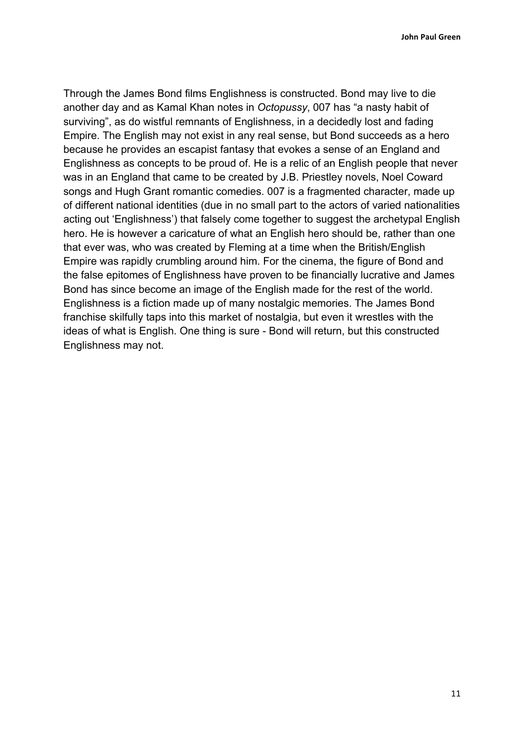Through the James Bond films Englishness is constructed. Bond may live to die another day and as Kamal Khan notes in *Octopussy*, 007 has “a nasty habit of surviving”, as do wistful remnants of Englishness, in a decidedly lost and fading Empire. The English may not exist in any real sense, but Bond succeeds as a hero because he provides an escapist fantasy that evokes a sense of an England and Englishness as concepts to be proud of. He is a relic of an English people that never was in an England that came to be created by J.B. Priestley novels, Noel Coward songs and Hugh Grant romantic comedies. 007 is a fragmented character, made up of different national identities (due in no small part to the actors of varied nationalities acting out ‘Englishness’) that falsely come together to suggest the archetypal English hero. He is however a caricature of what an English hero should be, rather than one that ever was, who was created by Fleming at a time when the British/English Empire was rapidly crumbling around him. For the cinema, the figure of Bond and the false epitomes of Englishness have proven to be financially lucrative and James Bond has since become an image of the English made for the rest of the world. Englishness is a fiction made up of many nostalgic memories. The James Bond franchise skilfully taps into this market of nostalgia, but even it wrestles with the ideas of what is English. One thing is sure - Bond will return, but this constructed Englishness may not.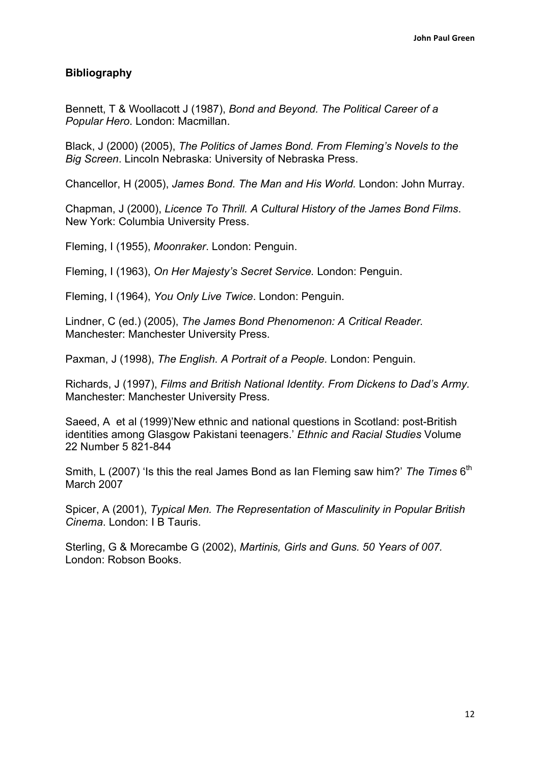**Bibliography**

Bennett, T & Woollacott J (1987), *Bond and Beyond. The Political Career of a Popular Hero*. London: Macmillan.

Black, J (2000) (2005), *The Politics of James Bond. From Fleming's Novels to the Big Screen*. Lincoln Nebraska: University of Nebraska Press.

Chancellor, H (2005), *James Bond. The Man and His World.* London: John Murray.

Chapman, J (2000), *Licence To Thrill. A Cultural History of the James Bond Films*. New York: Columbia University Press.

Fleming, I (1955), *Moonraker*. London: Penguin.

Fleming, I (1963), *On Her Majesty's Secret Service.* London: Penguin.

Fleming, I (1964), *You Only Live Twice*. London: Penguin.

Lindner, C (ed.) (2005), *The James Bond Phenomenon: A Critical Reader*. Manchester: Manchester University Press.

Paxman, J (1998), *The English. A Portrait of a People.* London: Penguin.

Richards, J (1997), *Films and British National Identity. From Dickens to Dad's Army.* Manchester: Manchester University Press.

Saeed, A et al (1999)'New ethnic and national questions in Scotland: post-British identities among Glasgow Pakistani teenagers.' *Ethnic and Racial Studies* Volume 22 Number 5 821-844

Smith, L (2007) 'Is this the real James Bond as Ian Fleming saw him?' *The Times* 6th March 2007

Spicer, A (2001), *Typical Men. The Representation of Masculinity in Popular British Cinema*. London: I B Tauris.

Sterling, G & Morecambe G (2002), *Martinis, Girls and Guns. 50 Years of 007.* London: Robson Books.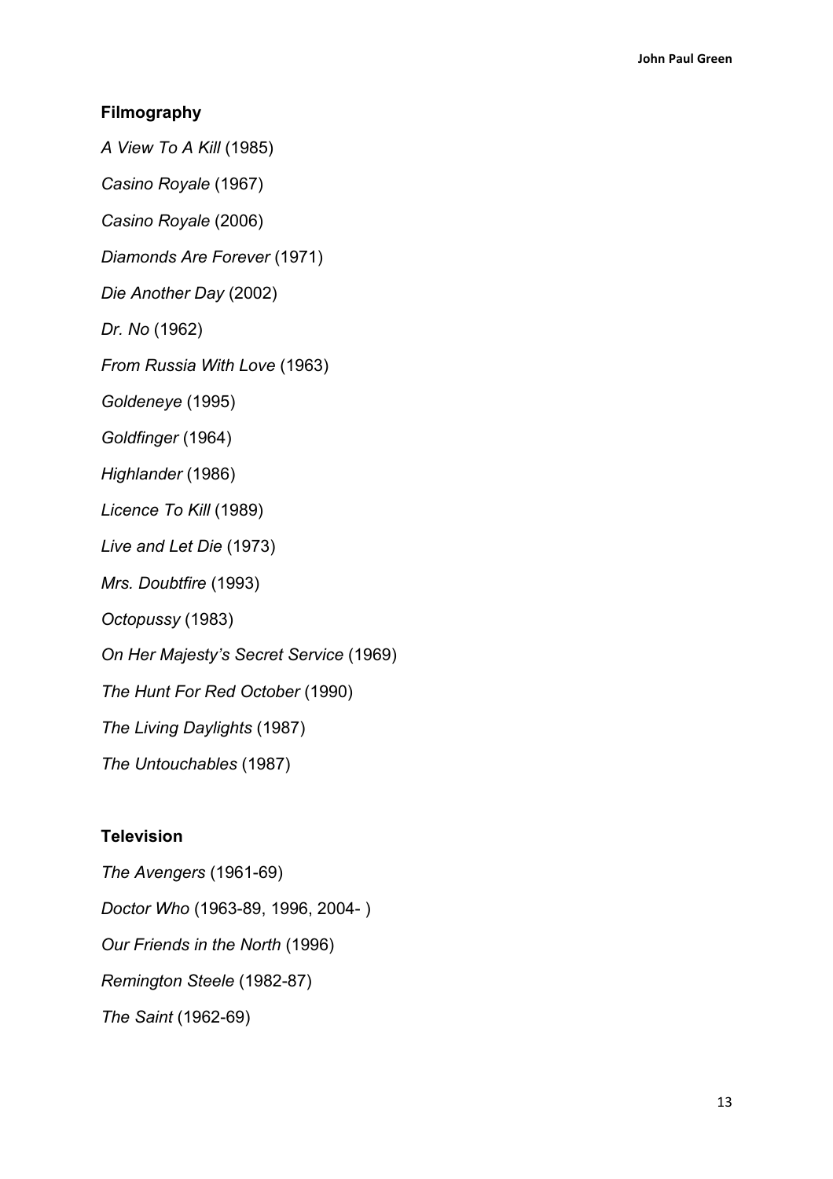## Filmography

*A View To A Kill* (1985)

*Casino Royale* (1967)

*Casino Royale* (2006)

*Diamonds Are Forever* (1971)

*Die Another Day* (2002)

*Dr. No* (1962)

*From Russia With Love* (1963)

*Goldeneye* (1995)

*Goldfinger* (1964)

*Highlander* (1986)

*Licence To Kill* (1989)

*Live and Let Die* (1973)

*Mrs. Doubtfire* (1993)

*Octopussy* (1983)

*On Her Majesty's Secret Service* (1969)

*The Hunt For Red October* (1990)

*The Living Daylights* (1987)

*The Untouchables* (1987)

## Television

*The Avengers* (1961-69)

*Doctor Who* (1963-89, 1996, 2004- )

*Our Friends in the North* (1996)

*Remington Steele* (1982-87)

*The Saint* (1962-69)